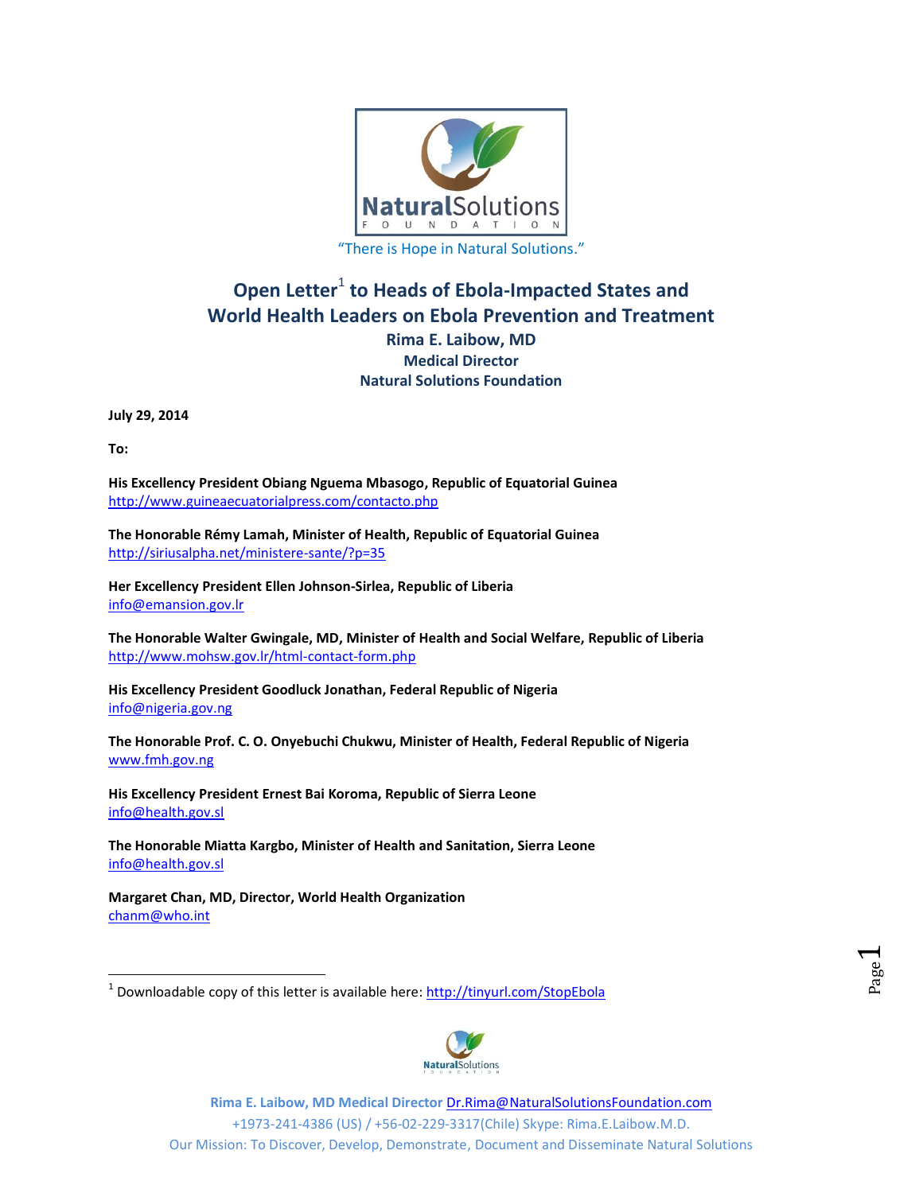NaturalSolutions
FOUNDATION

"There is Hope in Natural Solutions."

# Open Letter[1] to Heads of Ebola-Impacted States and World Health Leaders on Ebola Prevention and Treatment

**Rima E. Laibow, MD**
**Medical Director**
**Natural Solutions Foundation**

**July 29, 2014**

**To:**

**His Excellency President Obiang Nguema Mbasogo, Republic of Equatorial Guinea**
http://www.guineaecuatorialpress.com/contacto.php

**The Honorable Rémy Lamah, Minister of Health, Republic of Equatorial Guinea**
http://siriusalpha.net/ministere-sante/?p=35

**Her Excellency President Ellen Johnson-Sirlea, Republic of Liberia**
info@emansion.gov.lr

**The Honorable Walter Gwingale, MD, Minister of Health and Social Welfare, Republic of Liberia**
http://www.mohsw.gov.lr/html-contact-form.php

**His Excellency President Goodluck Jonathan, Federal Republic of Nigeria**
info@nigeria.gov.ng

**The Honorable Prof. C. O. Onyebuchi Chukwu, Minister of Health, Federal Republic of Nigeria**
www.fmh.gov.ng

**His Excellency President Ernest Bai Koroma, Republic of Sierra Leone**
info@health.gov.sl

**The Honorable Miatta Kargbo, Minister of Health and Sanitation, Sierra Leone**
info@health.gov.sl

**Margaret Chan, MD, Director, World Health Organization**
chanm@who.int

---

[1] Downloadable copy of this letter is available here: http://tinyurl.com/StopEbola

**Rima E. Laibow, MD Medical Director** Dr.Rima@NaturalSolutionsFoundation.com
+1973-241-4386 (US) / +56-02-229-3317(Chile) Skype: Rima.E.Laibow.M.D.
Our Mission: To Discover, Develop, Demonstrate, Document and Disseminate Natural Solutions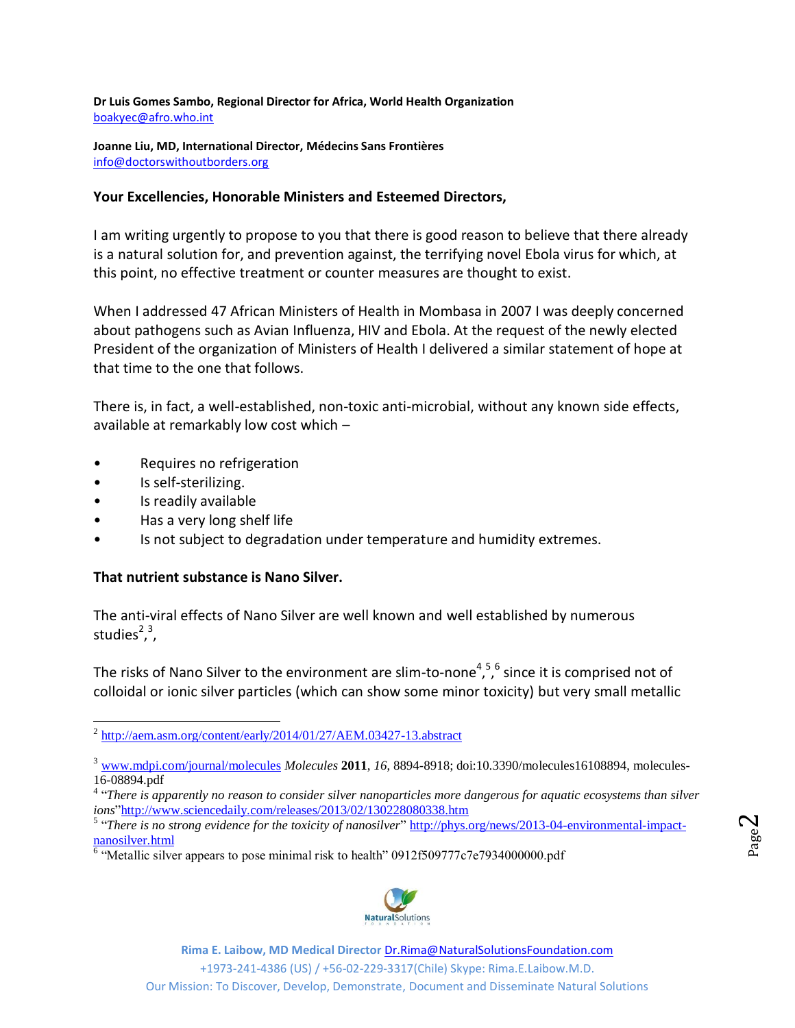**Dr Luis Gomes Sambo, Regional Director for Africa, World Health Organization**
boakyec@afro.who.int

**Joanne Liu, MD, International Director, Médecins Sans Frontières**
info@doctorswithoutborders.org

**Your Excellencies, Honorable Ministers and Esteemed Directors,**

I am writing urgently to propose to you that there is good reason to believe that there already is a natural solution for, and prevention against, the terrifying novel Ebola virus for which, at this point, no effective treatment or counter measures are thought to exist.

When I addressed 47 African Ministers of Health in Mombasa in 2007 I was deeply concerned about pathogens such as Avian Influenza, HIV and Ebola. At the request of the newly elected President of the organization of Ministers of Health I delivered a similar statement of hope at that time to the one that follows.

There is, in fact, a well-established, non-toxic anti-microbial, without any known side effects, available at remarkably low cost which –

- Requires no refrigeration
- Is self-sterilizing.
- Is readily available
- Has a very long shelf life
- Is not subject to degradation under temperature and humidity extremes.

**That nutrient substance is Nano Silver.**

The anti-viral effects of Nano Silver are well known and well established by numerous studies[2],[3],

The risks of Nano Silver to the environment are slim-to-none[4],[5],[6] since it is comprised not of colloidal or ionic silver particles (which can show some minor toxicity) but very small metallic

---

[2] http://aem.asm.org/content/early/2014/01/27/AEM.03427-13.abstract

[3] www.mdpi.com/journal/molecules *Molecules* **2011**, *16*, 8894-8918; doi:10.3390/molecules16108894, molecules-16-08894.pdf

[4] "*There is apparently no reason to consider silver nanoparticles more dangerous for aquatic ecosystems than silver ions*"http://www.sciencedaily.com/releases/2013/02/130228080338.htm

[5] "*There is no strong evidence for the toxicity of nanosilver*" http://phys.org/news/2013-04-environmental-impact-nanosilver.html

[6] "Metallic silver appears to pose minimal risk to health" 0912f509777c7e7934000000.pdf

Rima E. Laibow, MD Medical Director Dr.Rima@NaturalSolutionsFoundation.com
+1973-241-4386 (US) / +56-02-229-3317(Chile) Skype: Rima.E.Laibow.M.D.
Our Mission: To Discover, Develop, Demonstrate, Document and Disseminate Natural Solutions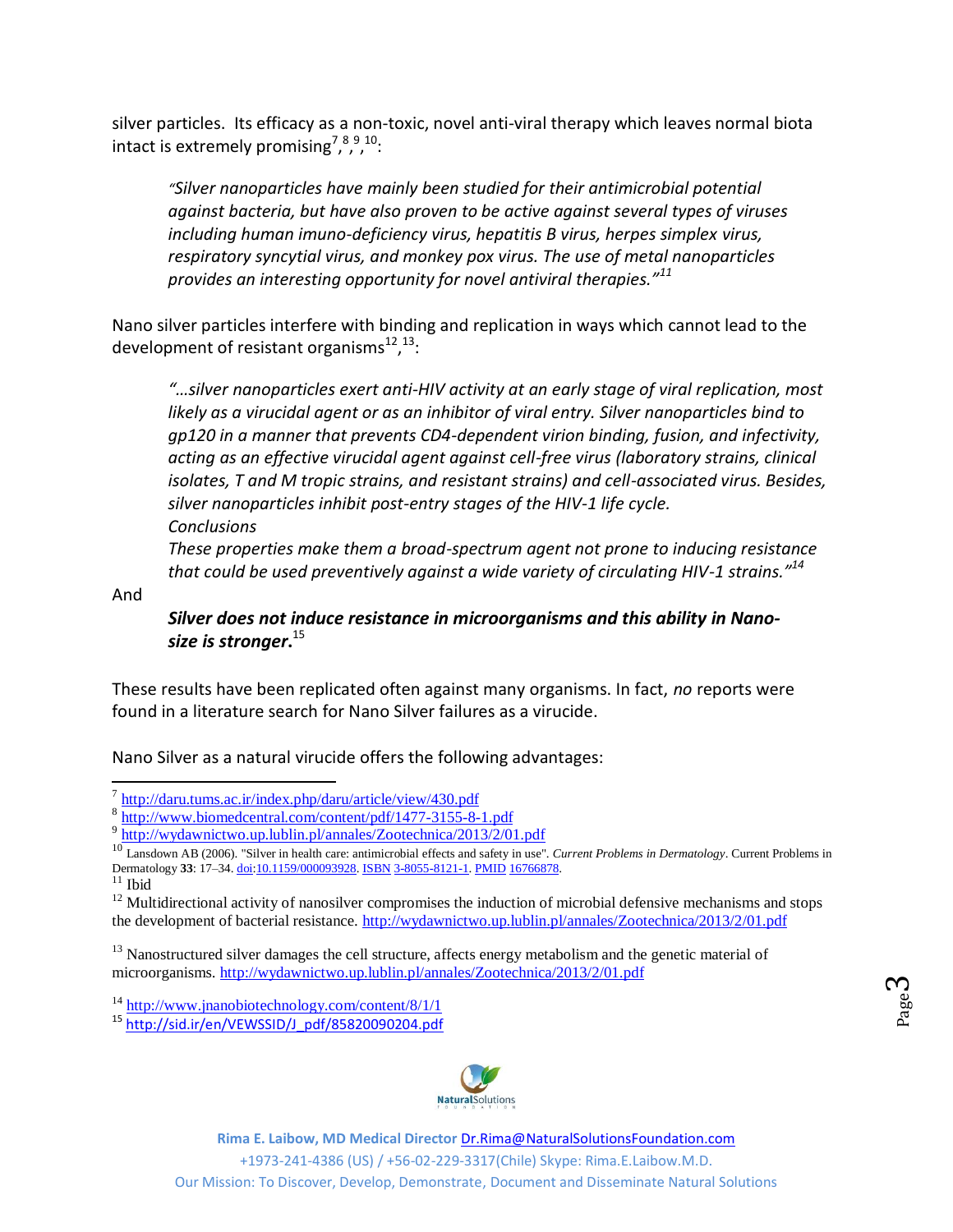silver particles. Its efficacy as a non-toxic, novel anti-viral therapy which leaves normal biota intact is extremely promising[7],[8],[9],[10]:

> *"Silver nanoparticles have mainly been studied for their antimicrobial potential against bacteria, but have also proven to be active against several types of viruses including human imuno-deficiency virus, hepatitis B virus, herpes simplex virus, respiratory syncytial virus, and monkey pox virus. The use of metal nanoparticles provides an interesting opportunity for novel antiviral therapies."*[11]

Nano silver particles interfere with binding and replication in ways which cannot lead to the development of resistant organisms[12],[13]:

> *"…silver nanoparticles exert anti-HIV activity at an early stage of viral replication, most likely as a virucidal agent or as an inhibitor of viral entry. Silver nanoparticles bind to gp120 in a manner that prevents CD4-dependent virion binding, fusion, and infectivity, acting as an effective virucidal agent against cell-free virus (laboratory strains, clinical isolates, T and M tropic strains, and resistant strains) and cell-associated virus. Besides, silver nanoparticles inhibit post-entry stages of the HIV-1 life cycle.*
>
> *Conclusions*
>
> *These properties make them a broad-spectrum agent not prone to inducing resistance that could be used preventively against a wide variety of circulating HIV-1 strains."*[14]

And

> ***Silver does not induce resistance in microorganisms and this ability in Nano-size is stronger.***[15]

These results have been replicated often against many organisms. In fact, *no* reports were found in a literature search for Nano Silver failures as a virucide.

Nano Silver as a natural virucide offers the following advantages:

---

[7] http://daru.tums.ac.ir/index.php/daru/article/view/430.pdf

[8] http://www.biomedcentral.com/content/pdf/1477-3155-8-1.pdf

[9] http://wydawnictwo.up.lublin.pl/annales/Zootechnica/2013/2/01.pdf

[10] Lansdown AB (2006). "Silver in health care: antimicrobial effects and safety in use". *Current Problems in Dermatology*. Current Problems in Dermatology **33**: 17–34. doi:10.1159/000093928. ISBN 3-8055-8121-1. PMID 16766878.

[11] Ibid

[12] Multidirectional activity of nanosilver compromises the induction of microbial defensive mechanisms and stops the development of bacterial resistance. http://wydawnictwo.up.lublin.pl/annales/Zootechnica/2013/2/01.pdf

[13] Nanostructured silver damages the cell structure, affects energy metabolism and the genetic material of microorganisms. http://wydawnictwo.up.lublin.pl/annales/Zootechnica/2013/2/01.pdf

[14] http://www.jnanobiotechnology.com/content/8/1/1

[15] http://sid.ir/en/VEWSSID/J_pdf/85820090204.pdf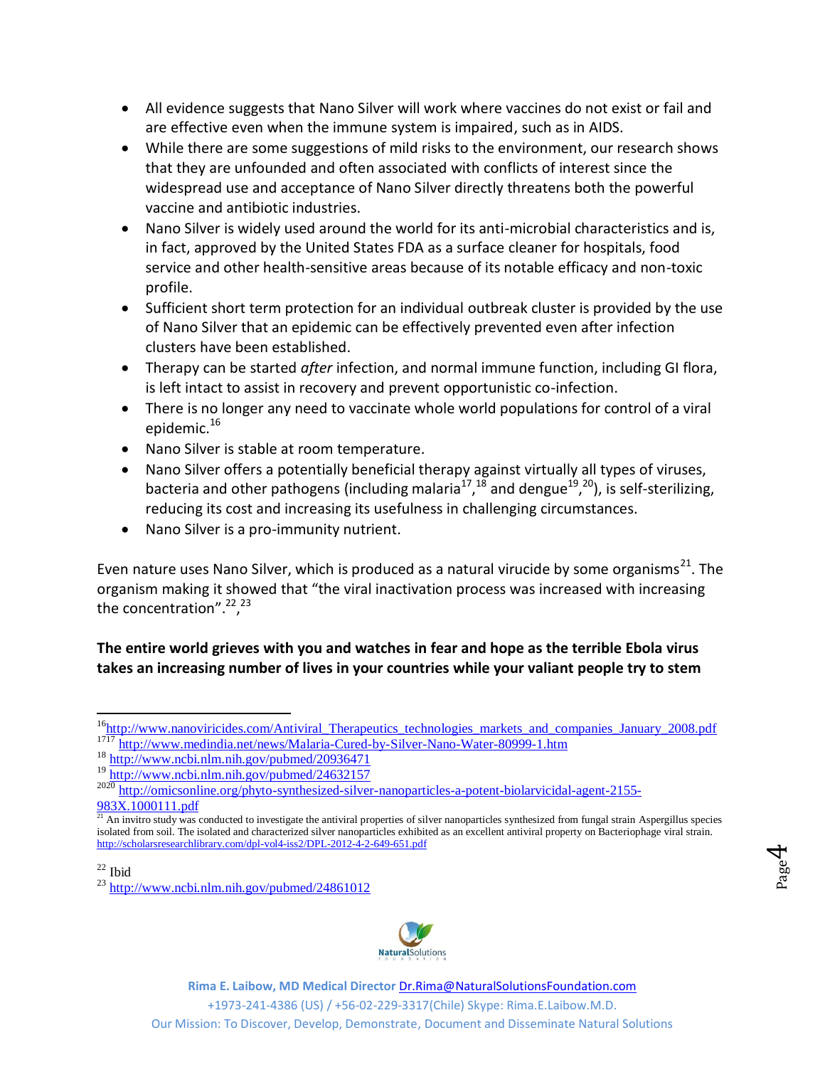- All evidence suggests that Nano Silver will work where vaccines do not exist or fail and are effective even when the immune system is impaired, such as in AIDS.
- While there are some suggestions of mild risks to the environment, our research shows that they are unfounded and often associated with conflicts of interest since the widespread use and acceptance of Nano Silver directly threatens both the powerful vaccine and antibiotic industries.
- Nano Silver is widely used around the world for its anti-microbial characteristics and is, in fact, approved by the United States FDA as a surface cleaner for hospitals, food service and other health-sensitive areas because of its notable efficacy and non-toxic profile.
- Sufficient short term protection for an individual outbreak cluster is provided by the use of Nano Silver that an epidemic can be effectively prevented even after infection clusters have been established.
- Therapy can be started *after* infection, and normal immune function, including GI flora, is left intact to assist in recovery and prevent opportunistic co-infection.
- There is no longer any need to vaccinate whole world populations for control of a viral epidemic.[16]
- Nano Silver is stable at room temperature.
- Nano Silver offers a potentially beneficial therapy against virtually all types of viruses, bacteria and other pathogens (including malaria[17],[18] and dengue[19],[20]), is self-sterilizing, reducing its cost and increasing its usefulness in challenging circumstances.
- Nano Silver is a pro-immunity nutrient.

Even nature uses Nano Silver, which is produced as a natural virucide by some organisms[21]. The organism making it showed that "the viral inactivation process was increased with increasing the concentration".[22],[23]

**The entire world grieves with you and watches in fear and hope as the terrible Ebola virus takes an increasing number of lives in your countries while your valiant people try to stem**

---

[16] http://www.nanoviricides.com/Antiviral_Therapeutics_technologies_markets_and_companies_January_2008.pdf

[1717] http://www.medindia.net/news/Malaria-Cured-by-Silver-Nano-Water-80999-1.htm

[18] http://www.ncbi.nlm.nih.gov/pubmed/20936471

[19] http://www.ncbi.nlm.nih.gov/pubmed/24632157

[2020] http://omicsonline.org/phyto-synthesized-silver-nanoparticles-a-potent-biolarvicidal-agent-2155-983X.1000111.pdf

[21] An invitro study was conducted to investigate the antiviral properties of silver nanoparticles synthesized from fungal strain Aspergillus species isolated from soil. The isolated and characterized silver nanoparticles exhibited as an excellent antiviral property on Bacteriophage viral strain. http://scholarsresearchlibrary.com/dpl-vol4-iss2/DPL-2012-4-2-649-651.pdf

[22] Ibid

[23] http://www.ncbi.nlm.nih.gov/pubmed/24861012

NaturalSolutions Foundation

Rima E. Laibow, MD Medical Director Dr.Rima@NaturalSolutionsFoundation.com
+1973-241-4386 (US) / +56-02-229-3317(Chile) Skype: Rima.E.Laibow.M.D.
Our Mission: To Discover, Develop, Demonstrate, Document and Disseminate Natural Solutions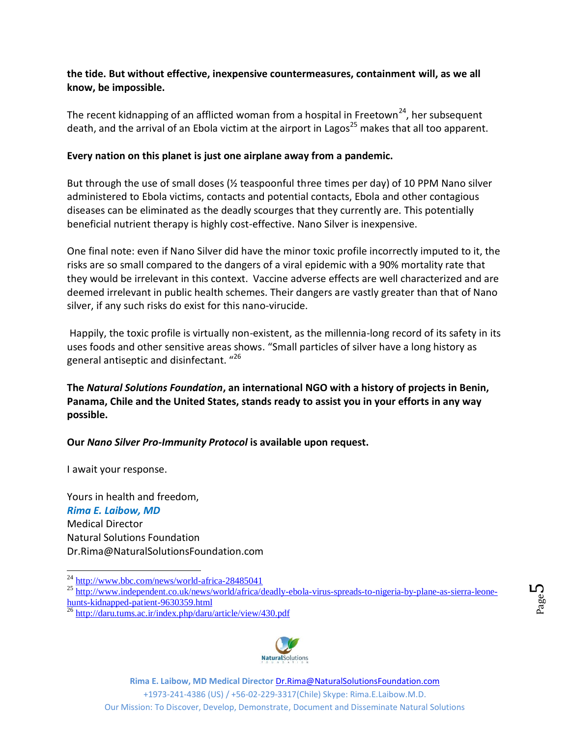**the tide. But without effective, inexpensive countermeasures, containment will, as we all know, be impossible.**

The recent kidnapping of an afflicted woman from a hospital in Freetown[24], her subsequent death, and the arrival of an Ebola victim at the airport in Lagos[25] makes that all too apparent.

**Every nation on this planet is just one airplane away from a pandemic.**

But through the use of small doses (½ teaspoonful three times per day) of 10 PPM Nano silver administered to Ebola victims, contacts and potential contacts, Ebola and other contagious diseases can be eliminated as the deadly scourges that they currently are. This potentially beneficial nutrient therapy is highly cost-effective. Nano Silver is inexpensive.

One final note: even if Nano Silver did have the minor toxic profile incorrectly imputed to it, the risks are so small compared to the dangers of a viral epidemic with a 90% mortality rate that they would be irrelevant in this context. Vaccine adverse effects are well characterized and are deemed irrelevant in public health schemes. Their dangers are vastly greater than that of Nano silver, if any such risks do exist for this nano-virucide.

Happily, the toxic profile is virtually non-existent, as the millennia-long record of its safety in its uses foods and other sensitive areas shows. "Small particles of silver have a long history as general antiseptic and disinfectant. "[26]

**The *Natural Solutions Foundation*, an international NGO with a history of projects in Benin, Panama, Chile and the United States, stands ready to assist you in your efforts in any way possible.**

**Our *Nano Silver Pro-Immunity Protocol* is available upon request.**

I await your response.

Yours in health and freedom,
***Rima E. Laibow, MD***
Medical Director
Natural Solutions Foundation
Dr.Rima@NaturalSolutionsFoundation.com

---

[24] http://www.bbc.com/news/world-africa-28485041

[25] http://www.independent.co.uk/news/world/africa/deadly-ebola-virus-spreads-to-nigeria-by-plane-as-sierra-leone-hunts-kidnapped-patient-9630359.html

[26] http://daru.tums.ac.ir/index.php/daru/article/view/430.pdf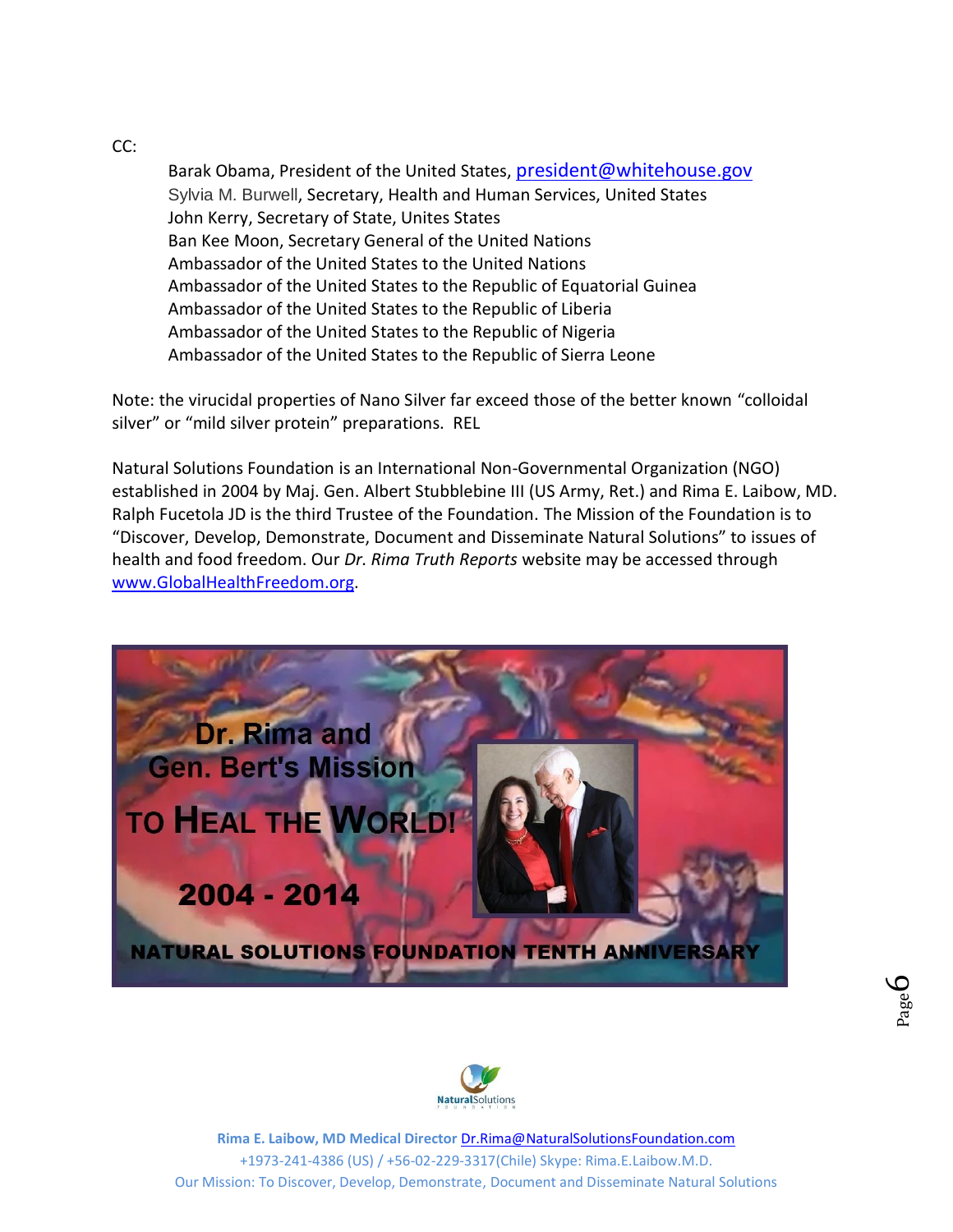CC:

Barak Obama, President of the United States, [president@whitehouse.gov](mailto:president@whitehouse.gov)
Sylvia M. Burwell, Secretary, Health and Human Services, United States
John Kerry, Secretary of State, Unites States
Ban Kee Moon, Secretary General of the United Nations
Ambassador of the United States to the United Nations
Ambassador of the United States to the Republic of Equatorial Guinea
Ambassador of the United States to the Republic of Liberia
Ambassador of the United States to the Republic of Nigeria
Ambassador of the United States to the Republic of Sierra Leone

Note: the virucidal properties of Nano Silver far exceed those of the better known “colloidal silver” or “mild silver protein” preparations. REL

Natural Solutions Foundation is an International Non-Governmental Organization (NGO) established in 2004 by Maj. Gen. Albert Stubblebine III (US Army, Ret.) and Rima E. Laibow, MD. Ralph Fucetola JD is the third Trustee of the Foundation. The Mission of the Foundation is to “Discover, Develop, Demonstrate, Document and Disseminate Natural Solutions” to issues of health and food freedom. Our *Dr. Rima Truth Reports* website may be accessed through [www.GlobalHealthFreedom.org](http://www.GlobalHealthFreedom.org).

Dr. Rima and Gen. Bert's Mission

TO HEAL THE WORLD!

2004 - 2014

NATURAL SOLUTIONS FOUNDATION TENTH ANNIVERSARY

NaturalSolutions FOUNDATION

**Rima E. Laibow, MD Medical Director** [Dr.Rima@NaturalSolutionsFoundation.com](mailto:Dr.Rima@NaturalSolutionsFoundation.com)
+1973-241-4386 (US) / +56-02-229-3317(Chile) Skype: Rima.E.Laibow.M.D.
Our Mission: To Discover, Develop, Demonstrate, Document and Disseminate Natural Solutions